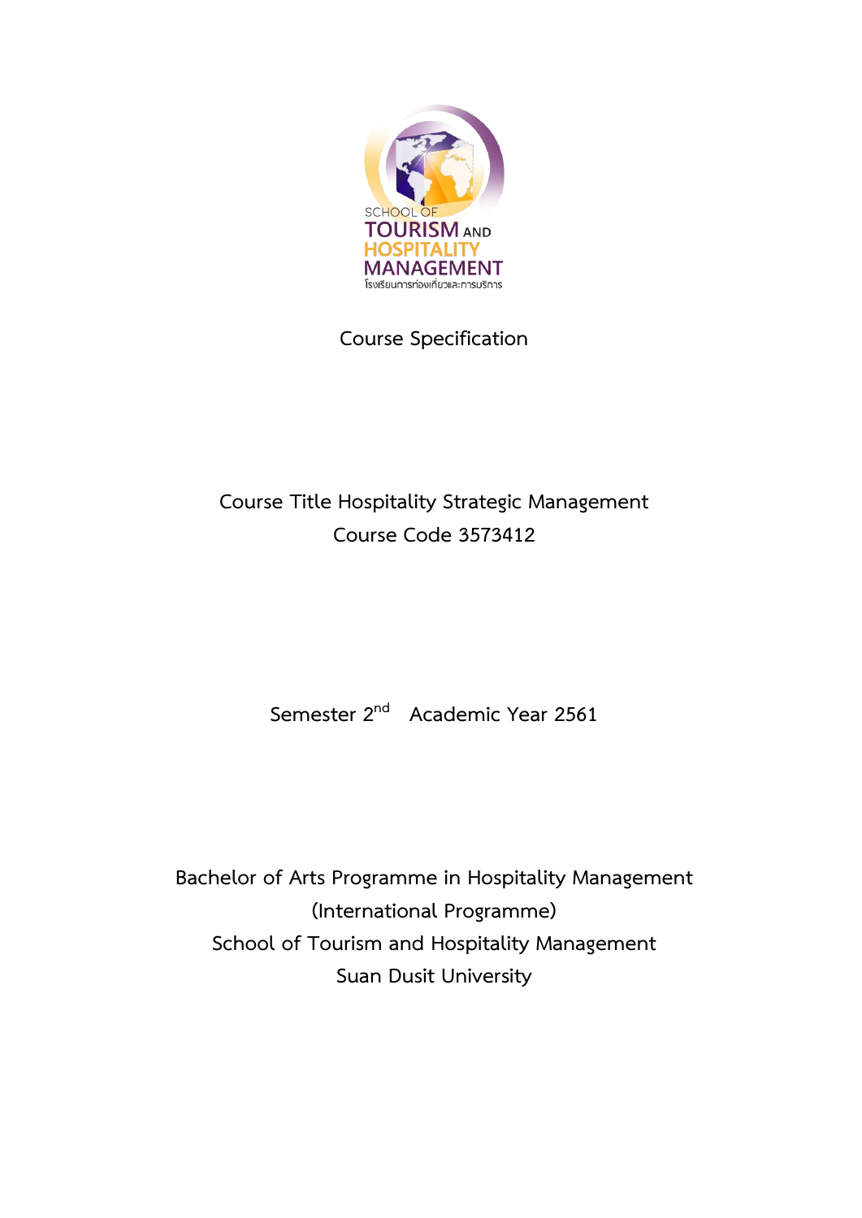SCHOOL OF TOURISM AND HOSPITALITY MANAGEMENT

โรงเรียนการท่องเที่ยวและการบริการ

# Course Specification

Course Title Hospitality Strategic Management

Course Code 3573412

Semester 2nd Academic Year 2561

**Bachelor of Arts Programme in Hospitality Management**

**(International Programme)**

**School of Tourism and Hospitality Management**

**Suan Dusit University**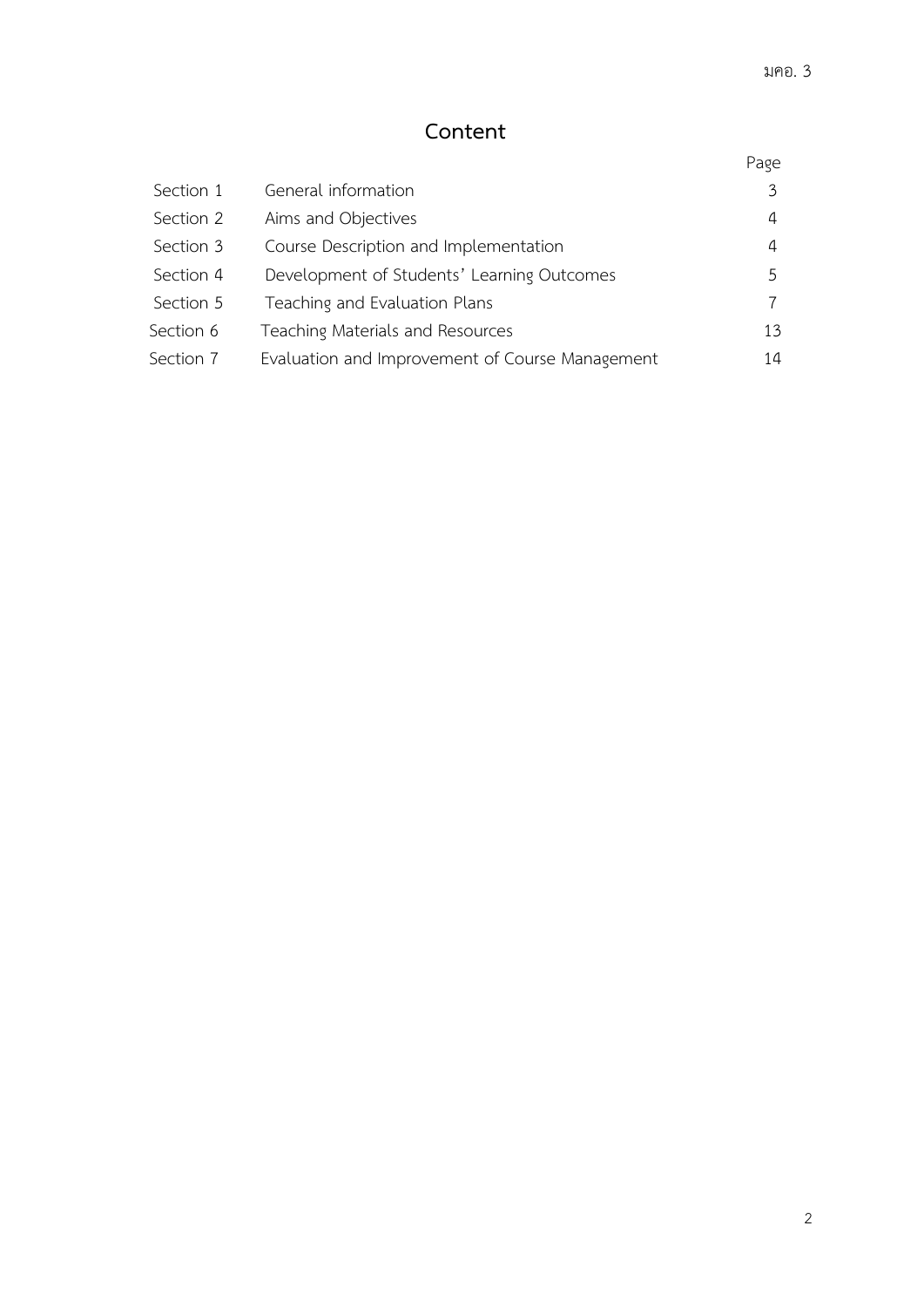# Content

| | | Page |
|---|---|---|
| Section 1 | General information | 3 |
| Section 2 | Aims and Objectives | 4 |
| Section 3 | Course Description and Implementation | 4 |
| Section 4 | Development of Students' Learning Outcomes | 5 |
| Section 5 | Teaching and Evaluation Plans | 7 |
| Section 6 | Teaching Materials and Resources | 13 |
| Section 7 | Evaluation and Improvement of Course Management | 14 |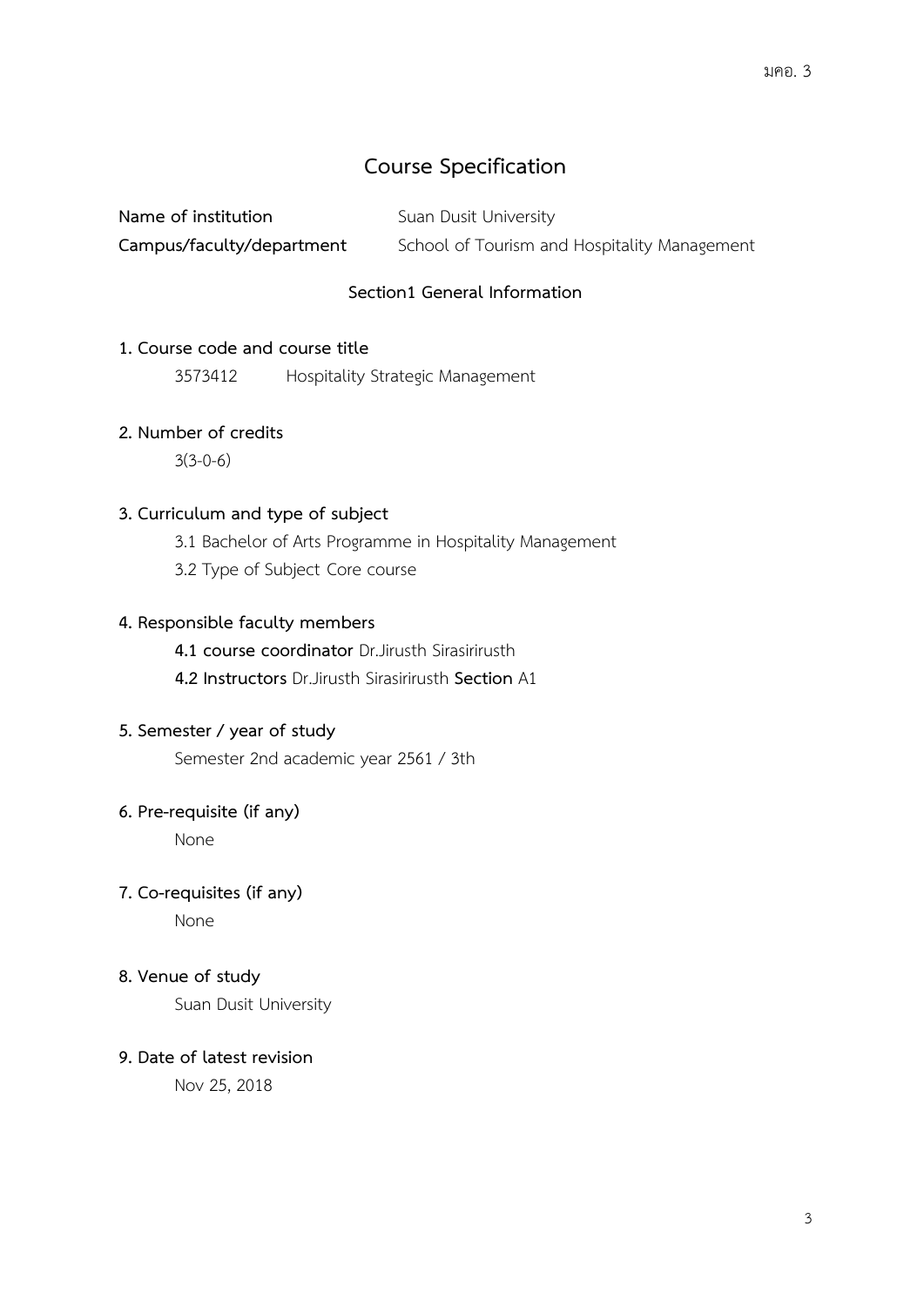# Course Specification

**Name of institution** Suan Dusit University

**Campus/faculty/department** School of Tourism and Hospitality Management

## Section1 General Information

### 1. Course code and course title

3573412 Hospitality Strategic Management

### 2. Number of credits

3(3-0-6)

### 3. Curriculum and type of subject

3.1 Bachelor of Arts Programme in Hospitality Management

3.2 Type of Subject Core course

### 4. Responsible faculty members

**4.1 course coordinator** Dr.Jirusth Sirasirirusth

**4.2 Instructors** Dr.Jirusth Sirasirirusth **Section** A1

### 5. Semester / year of study

Semester 2nd academic year 2561 / 3th

### 6. Pre-requisite (if any)

None

### 7. Co-requisites (if any)

None

### 8. Venue of study

Suan Dusit University

### 9. Date of latest revision

Nov 25, 2018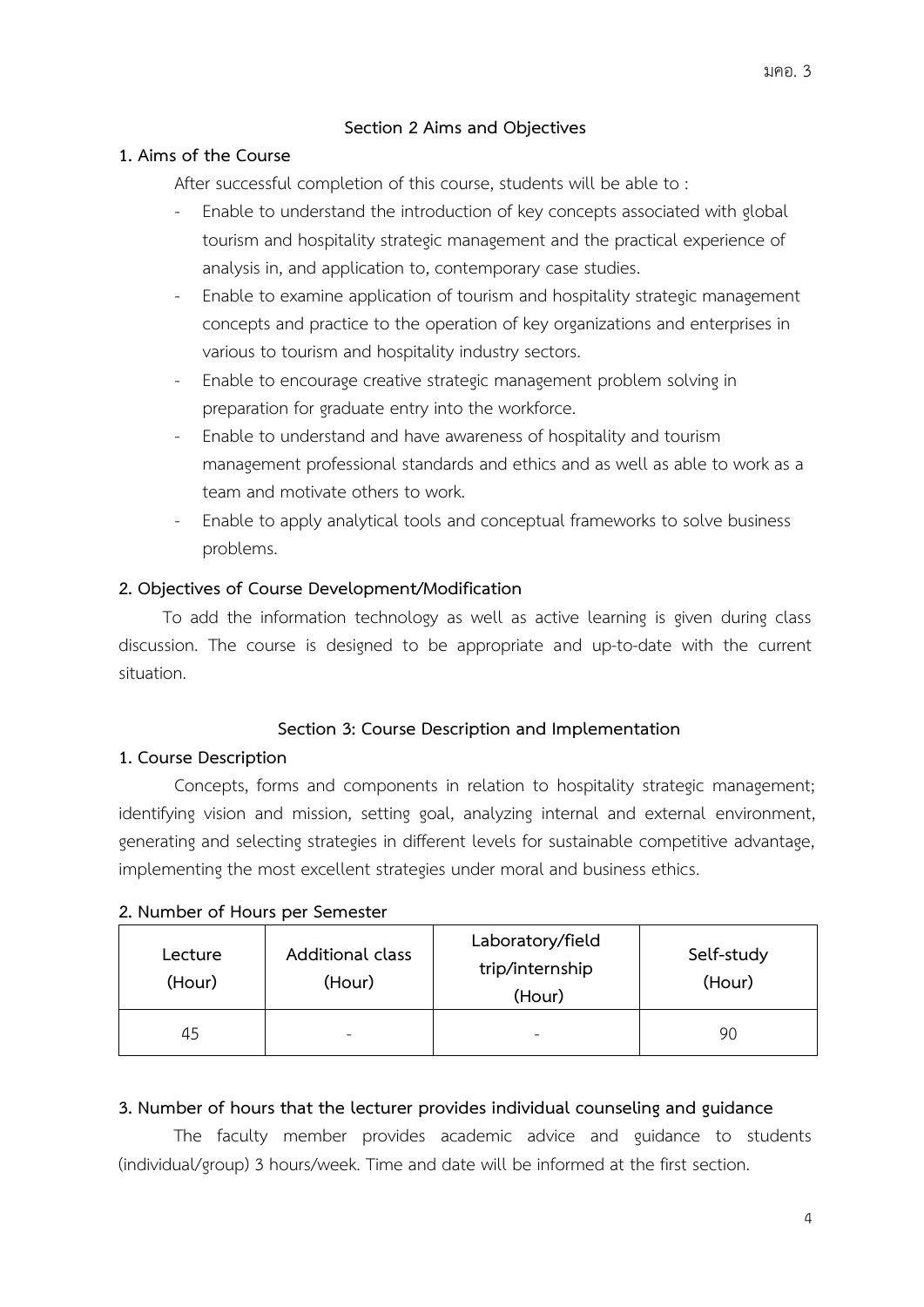## Section 2 Aims and Objectives

### 1. Aims of the Course

After successful completion of this course, students will be able to :

- Enable to understand the introduction of key concepts associated with global tourism and hospitality strategic management and the practical experience of analysis in, and application to, contemporary case studies.
- Enable to examine application of tourism and hospitality strategic management concepts and practice to the operation of key organizations and enterprises in various to tourism and hospitality industry sectors.
- Enable to encourage creative strategic management problem solving in preparation for graduate entry into the workforce.
- Enable to understand and have awareness of hospitality and tourism management professional standards and ethics and as well as able to work as a team and motivate others to work.
- Enable to apply analytical tools and conceptual frameworks to solve business problems.

### 2. Objectives of Course Development/Modification

To add the information technology as well as active learning is given during class discussion. The course is designed to be appropriate and up-to-date with the current situation.

## Section 3: Course Description and Implementation

### 1. Course Description

Concepts, forms and components in relation to hospitality strategic management; identifying vision and mission, setting goal, analyzing internal and external environment, generating and selecting strategies in different levels for sustainable competitive advantage, implementing the most excellent strategies under moral and business ethics.

### 2. Number of Hours per Semester

| Lecture (Hour) | Additional class (Hour) | Laboratory/field trip/internship (Hour) | Self-study (Hour) |
|---|---|---|---|
| 45 | - | - | 90 |

### 3. Number of hours that the lecturer provides individual counseling and guidance

The faculty member provides academic advice and guidance to students (individual/group) 3 hours/week. Time and date will be informed at the first section.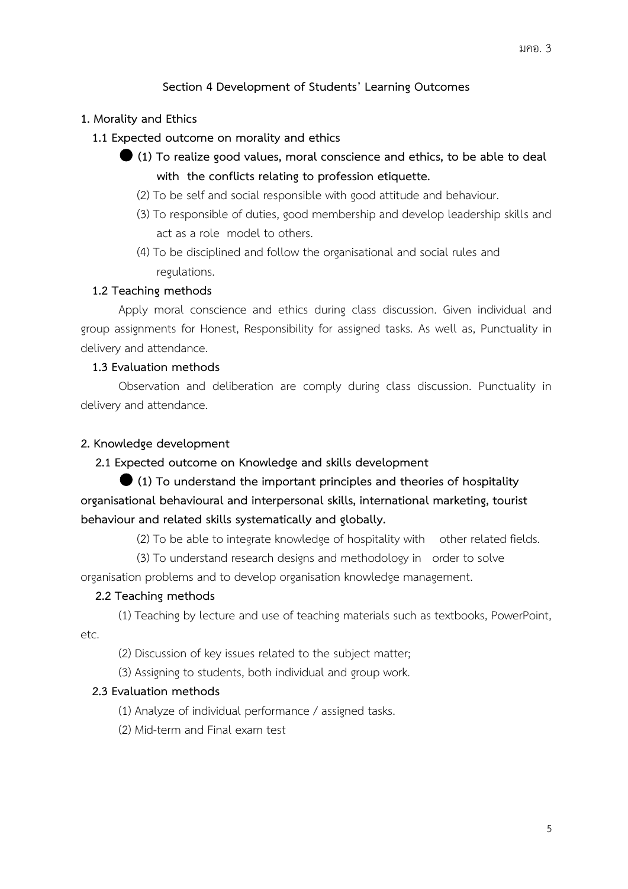## Section 4 Development of Students' Learning Outcomes

### 1. Morality and Ethics

#### 1.1 Expected outcome on morality and ethics

● **(1) To realize good values, moral conscience and ethics, to be able to deal with the conflicts relating to profession etiquette.**

(2) To be self and social responsible with good attitude and behaviour.

(3) To responsible of duties, good membership and develop leadership skills and act as a role model to others.

(4) To be disciplined and follow the organisational and social rules and regulations.

#### 1.2 Teaching methods

Apply moral conscience and ethics during class discussion. Given individual and group assignments for Honest, Responsibility for assigned tasks. As well as, Punctuality in delivery and attendance.

#### 1.3 Evaluation methods

Observation and deliberation are comply during class discussion. Punctuality in delivery and attendance.

### 2. Knowledge development

#### 2.1 Expected outcome on Knowledge and skills development

● **(1) To understand the important principles and theories of hospitality organisational behavioural and interpersonal skills, international marketing, tourist behaviour and related skills systematically and globally.**

(2) To be able to integrate knowledge of hospitality with other related fields.

(3) To understand research designs and methodology in order to solve organisation problems and to develop organisation knowledge management.

#### 2.2 Teaching methods

(1) Teaching by lecture and use of teaching materials such as textbooks, PowerPoint, etc.

(2) Discussion of key issues related to the subject matter;

(3) Assigning to students, both individual and group work.

#### 2.3 Evaluation methods

(1) Analyze of individual performance / assigned tasks.

(2) Mid-term and Final exam test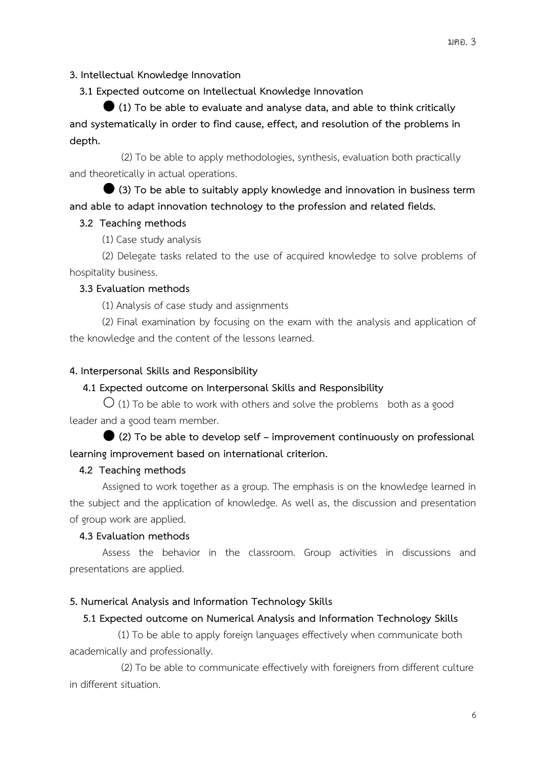**3. Intellectual Knowledge Innovation**

**3.1 Expected outcome on Intellectual Knowledge Innovation**

● **(1) To be able to evaluate and analyse data, and able to think critically and systematically in order to find cause, effect, and resolution of the problems in depth.**

(2) To be able to apply methodologies, synthesis, evaluation both practically and theoretically in actual operations.

● **(3) To be able to suitably apply knowledge and innovation in business term and able to adapt innovation technology to the profession and related fields.**

**3.2 Teaching methods**

(1) Case study analysis

(2) Delegate tasks related to the use of acquired knowledge to solve problems of hospitality business.

**3.3 Evaluation methods**

(1) Analysis of case study and assignments

(2) Final examination by focusing on the exam with the analysis and application of the knowledge and the content of the lessons learned.

**4. Interpersonal Skills and Responsibility**

**4.1 Expected outcome on Interpersonal Skills and Responsibility**

○ (1) To be able to work with others and solve the problems both as a good leader and a good team member.

● **(2) To be able to develop self – improvement continuously on professional learning improvement based on international criterion.**

**4.2 Teaching methods**

Assigned to work together as a group. The emphasis is on the knowledge learned in the subject and the application of knowledge. As well as, the discussion and presentation of group work are applied.

**4.3 Evaluation methods**

Assess the behavior in the classroom. Group activities in discussions and presentations are applied.

**5. Numerical Analysis and Information Technology Skills**

**5.1 Expected outcome on Numerical Analysis and Information Technology Skills**

(1) To be able to apply foreign languages effectively when communicate both academically and professionally.

(2) To be able to communicate effectively with foreigners from different culture in different situation.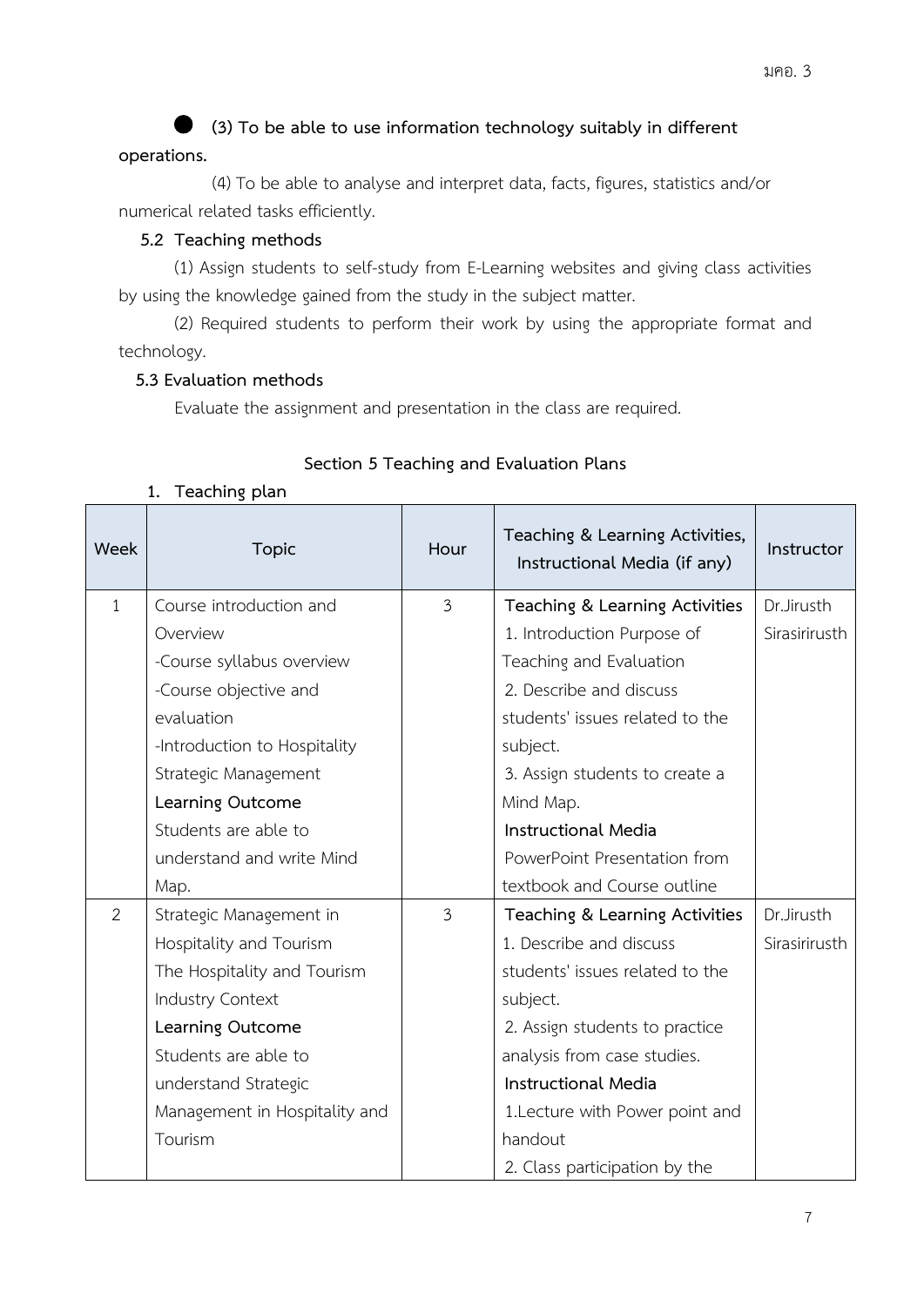● **(3) To be able to use information technology suitably in different operations.**

(4) To be able to analyse and interpret data, facts, figures, statistics and/or numerical related tasks efficiently.

**5.2 Teaching methods**

(1) Assign students to self-study from E-Learning websites and giving class activities by using the knowledge gained from the study in the subject matter.

(2) Required students to perform their work by using the appropriate format and technology.

**5.3 Evaluation methods**

Evaluate the assignment and presentation in the class are required.

## Section 5 Teaching and Evaluation Plans

**1. Teaching plan**

| Week | Topic | Hour | Teaching & Learning Activities, Instructional Media (if any) | Instructor |
|---|---|---|---|---|
| 1 | Course introduction and Overview<br>-Course syllabus overview<br>-Course objective and evaluation<br>-Introduction to Hospitality Strategic Management<br>**Learning Outcome**<br>Students are able to understand and write Mind Map. | 3 | **Teaching & Learning Activities**<br>1. Introduction Purpose of Teaching and Evaluation<br>2. Describe and discuss students' issues related to the subject.<br>3. Assign students to create a Mind Map.<br>**Instructional Media**<br>PowerPoint Presentation from textbook and Course outline | Dr.Jirusth Sirasirirusth |
| 2 | Strategic Management in Hospitality and Tourism<br>The Hospitality and Tourism Industry Context<br>**Learning Outcome**<br>Students are able to understand Strategic Management in Hospitality and Tourism | 3 | **Teaching & Learning Activities**<br>1. Describe and discuss students' issues related to the subject.<br>2. Assign students to practice analysis from case studies.<br>**Instructional Media**<br>1.Lecture with Power point and handout<br>2. Class participation by the | Dr.Jirusth Sirasirirusth |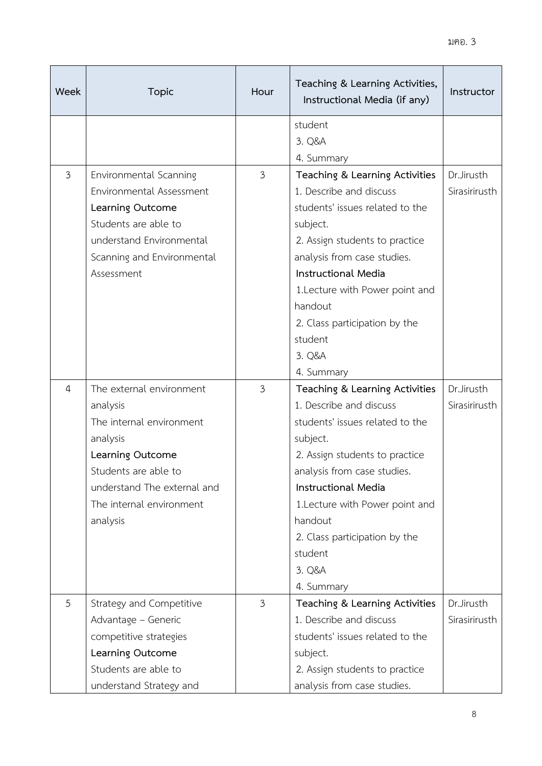| Week | Topic | Hour | Teaching & Learning Activities, Instructional Media (if any) | Instructor |
|---|---|---|---|---|
| | | | student<br>3. Q&A<br>4. Summary | |
| 3 | Environmental Scanning<br>Environmental Assessment<br>**Learning Outcome**<br>Students are able to understand Environmental Scanning and Environmental Assessment | 3 | **Teaching & Learning Activities**<br>1. Describe and discuss students' issues related to the subject.<br>2. Assign students to practice analysis from case studies.<br>**Instructional Media**<br>1.Lecture with Power point and handout<br>2. Class participation by the student<br>3. Q&A<br>4. Summary | Dr.Jirusth Sirasirirusth |
| 4 | The external environment analysis<br>The internal environment analysis<br>**Learning Outcome**<br>Students are able to understand The external and The internal environment analysis | 3 | **Teaching & Learning Activities**<br>1. Describe and discuss students' issues related to the subject.<br>2. Assign students to practice analysis from case studies.<br>**Instructional Media**<br>1.Lecture with Power point and handout<br>2. Class participation by the student<br>3. Q&A<br>4. Summary | Dr.Jirusth Sirasirirusth |
| 5 | Strategy and Competitive Advantage – Generic competitive strategies<br>**Learning Outcome**<br>Students are able to understand Strategy and | 3 | **Teaching & Learning Activities**<br>1. Describe and discuss students' issues related to the subject.<br>2. Assign students to practice analysis from case studies. | Dr.Jirusth Sirasirirusth |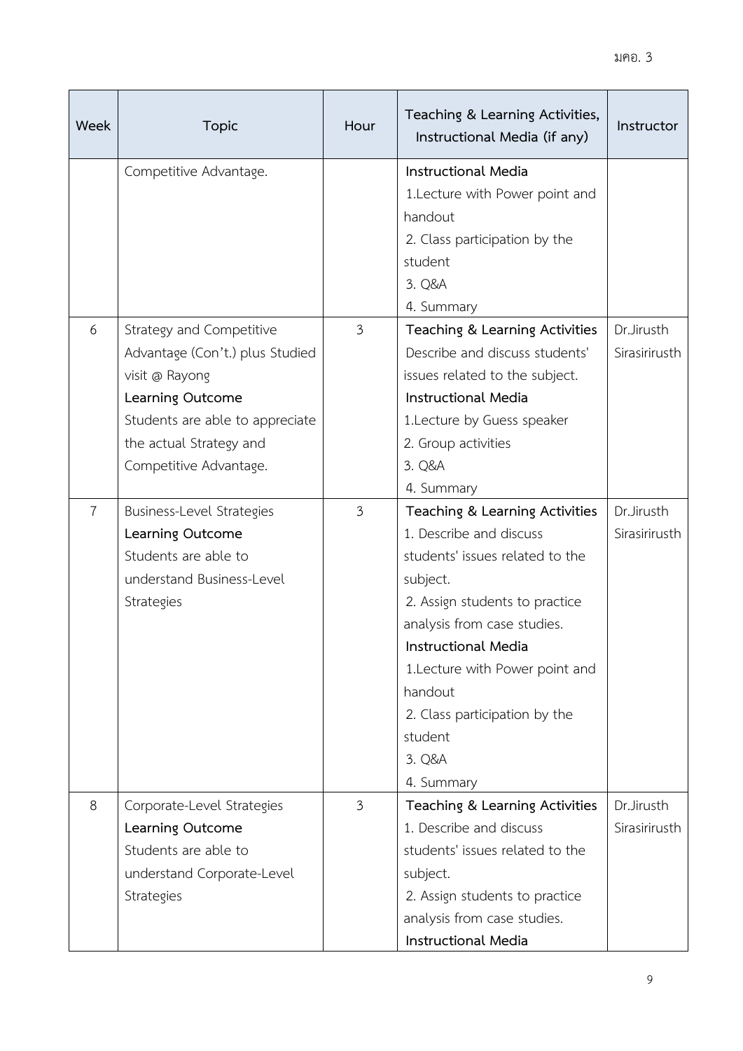| Week | Topic | Hour | Teaching & Learning Activities, Instructional Media (if any) | Instructor |
|---|---|---|---|---|
| | Competitive Advantage. | | **Instructional Media**<br>1.Lecture with Power point and handout<br>2. Class participation by the student<br>3. Q&A<br>4. Summary | |
| 6 | Strategy and Competitive Advantage (Con't.) plus Studied visit @ Rayong<br>**Learning Outcome**<br>Students are able to appreciate the actual Strategy and Competitive Advantage. | 3 | **Teaching & Learning Activities**<br>Describe and discuss students' issues related to the subject.<br>**Instructional Media**<br>1.Lecture by Guess speaker<br>2. Group activities<br>3. Q&A<br>4. Summary | Dr.Jirusth Sirasirirusth |
| 7 | Business-Level Strategies<br>**Learning Outcome**<br>Students are able to understand Business-Level Strategies | 3 | **Teaching & Learning Activities**<br>1. Describe and discuss students' issues related to the subject.<br>2. Assign students to practice analysis from case studies.<br>**Instructional Media**<br>1.Lecture with Power point and handout<br>2. Class participation by the student<br>3. Q&A<br>4. Summary | Dr.Jirusth Sirasirirusth |
| 8 | Corporate-Level Strategies<br>**Learning Outcome**<br>Students are able to understand Corporate-Level Strategies | 3 | **Teaching & Learning Activities**<br>1. Describe and discuss students' issues related to the subject.<br>2. Assign students to practice analysis from case studies.<br>**Instructional Media** | Dr.Jirusth Sirasirirusth |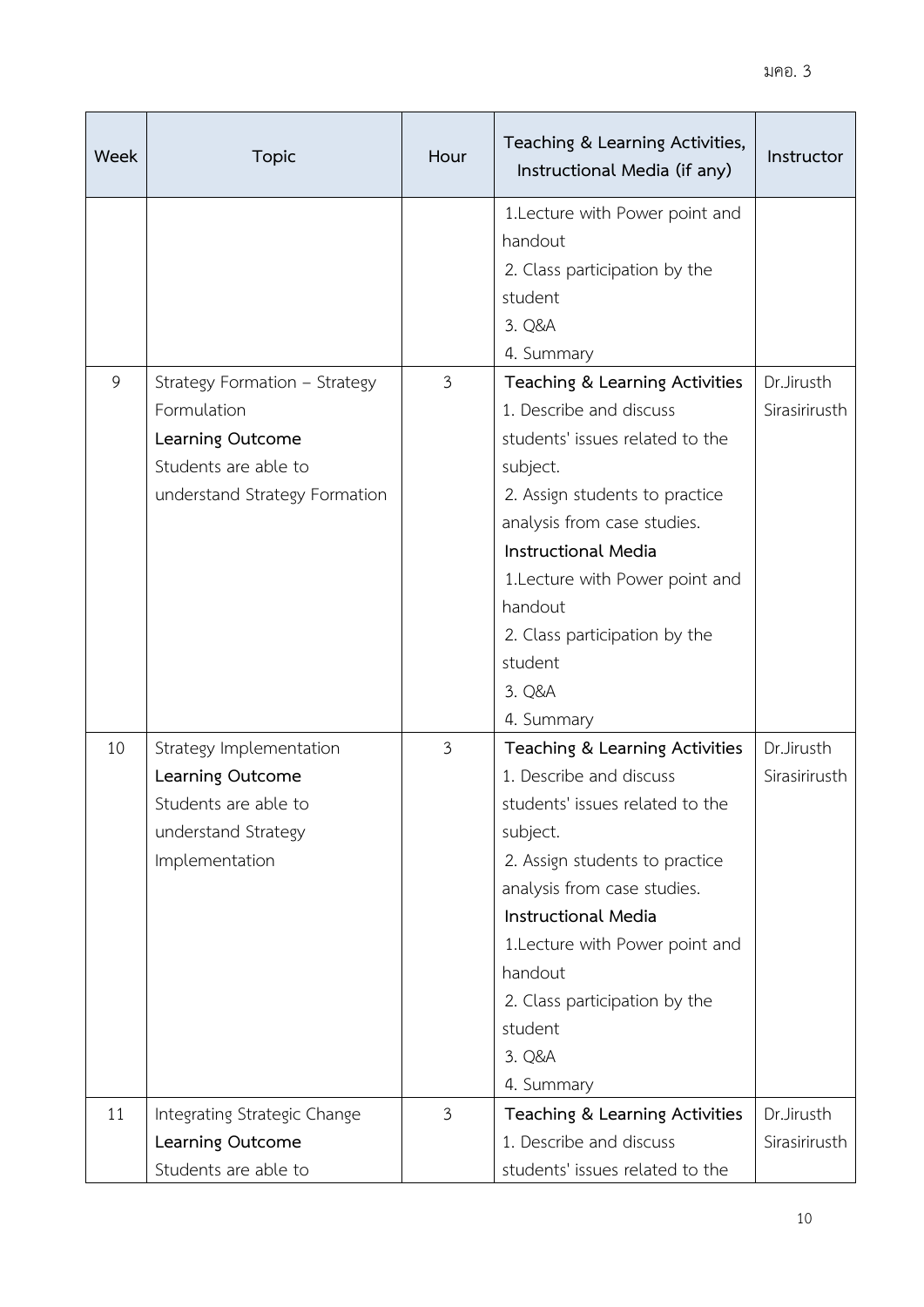| Week | Topic | Hour | Teaching & Learning Activities, Instructional Media (if any) | Instructor |
|---|---|---|---|---|
| | | | 1.Lecture with Power point and handout<br>2. Class participation by the student<br>3. Q&A<br>4. Summary | |
| 9 | Strategy Formation – Strategy Formulation<br>**Learning Outcome**<br>Students are able to understand Strategy Formation | 3 | **Teaching & Learning Activities**<br>1. Describe and discuss students' issues related to the subject.<br>2. Assign students to practice analysis from case studies.<br>**Instructional Media**<br>1.Lecture with Power point and handout<br>2. Class participation by the student<br>3. Q&A<br>4. Summary | Dr.Jirusth Sirasirirusth |
| 10 | Strategy Implementation<br>**Learning Outcome**<br>Students are able to understand Strategy Implementation | 3 | **Teaching & Learning Activities**<br>1. Describe and discuss students' issues related to the subject.<br>2. Assign students to practice analysis from case studies.<br>**Instructional Media**<br>1.Lecture with Power point and handout<br>2. Class participation by the student<br>3. Q&A<br>4. Summary | Dr.Jirusth Sirasirirusth |
| 11 | Integrating Strategic Change<br>**Learning Outcome**<br>Students are able to | 3 | **Teaching & Learning Activities**<br>1. Describe and discuss students' issues related to the | Dr.Jirusth Sirasirirusth |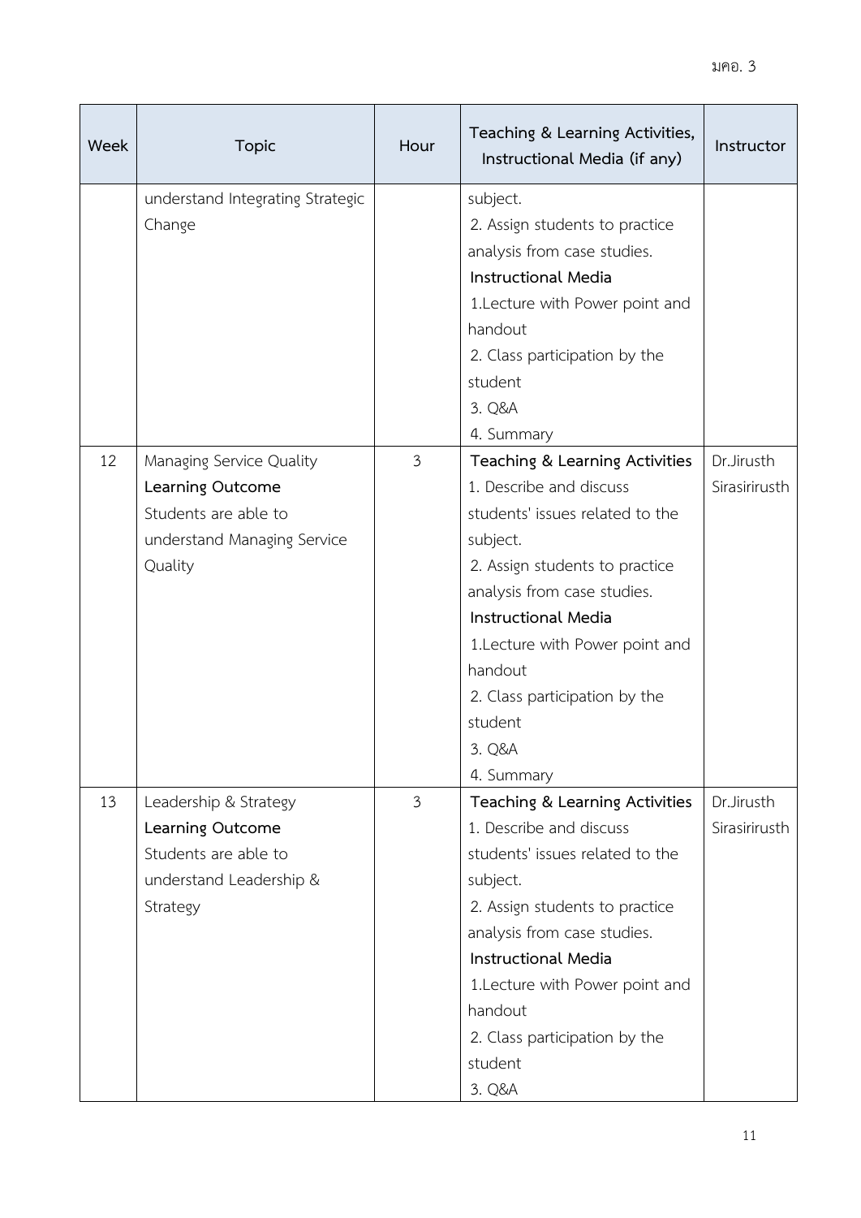| Week | Topic | Hour | Teaching & Learning Activities, Instructional Media (if any) | Instructor |
|---|---|---|---|---|
| | understand Integrating Strategic Change | | subject.<br>2. Assign students to practice analysis from case studies.<br>**Instructional Media**<br>1.Lecture with Power point and handout<br>2. Class participation by the student<br>3. Q&A<br>4. Summary | |
| 12 | Managing Service Quality<br>**Learning Outcome**<br>Students are able to understand Managing Service Quality | 3 | **Teaching & Learning Activities**<br>1. Describe and discuss students' issues related to the subject.<br>2. Assign students to practice analysis from case studies.<br>**Instructional Media**<br>1.Lecture with Power point and handout<br>2. Class participation by the student<br>3. Q&A<br>4. Summary | Dr.Jirusth Sirasirirusth |
| 13 | Leadership & Strategy<br>**Learning Outcome**<br>Students are able to understand Leadership & Strategy | 3 | **Teaching & Learning Activities**<br>1. Describe and discuss students' issues related to the subject.<br>2. Assign students to practice analysis from case studies.<br>**Instructional Media**<br>1.Lecture with Power point and handout<br>2. Class participation by the student<br>3. Q&A | Dr.Jirusth Sirasirirusth |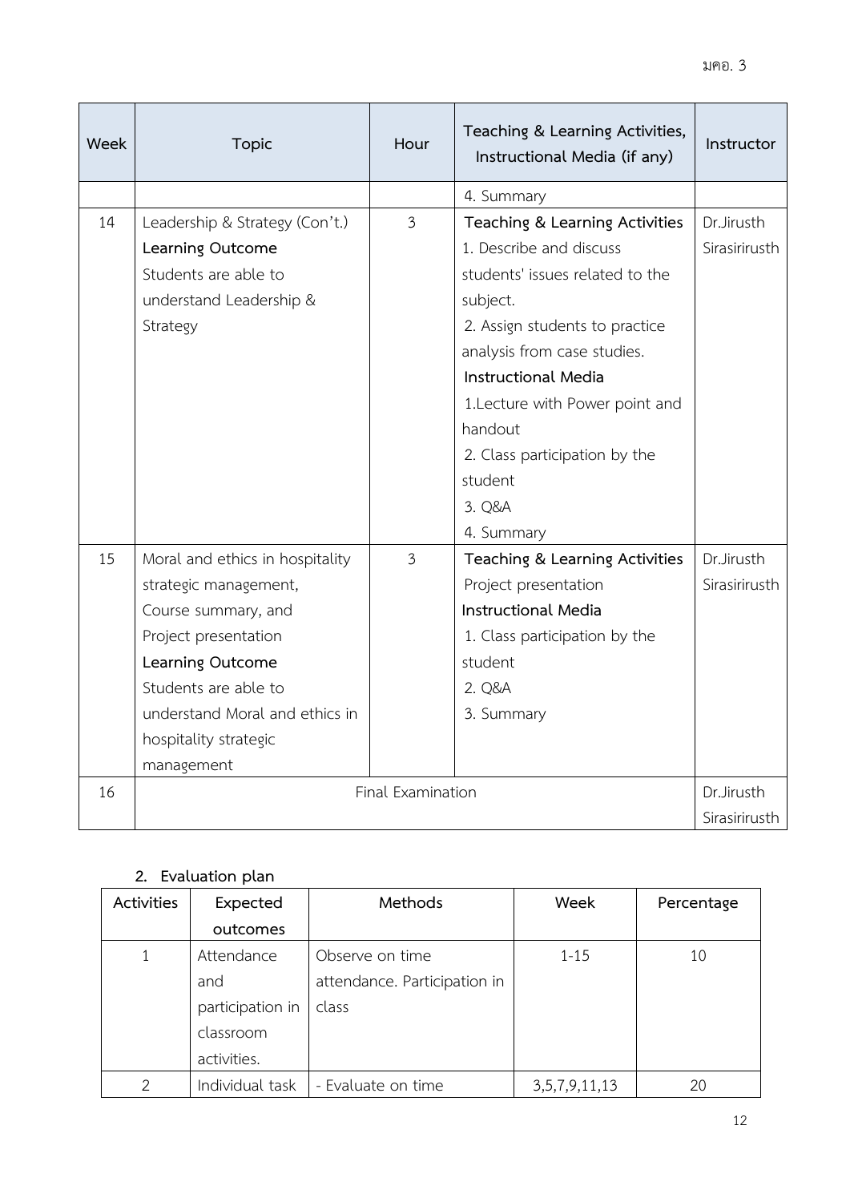| Week | Topic | Hour | Teaching & Learning Activities, Instructional Media (if any) | Instructor |
|---|---|---|---|---|
| | | | 4. Summary | |
| 14 | Leadership & Strategy (Con't.)<br>**Learning Outcome**<br>Students are able to understand Leadership & Strategy | 3 | **Teaching & Learning Activities**<br>1. Describe and discuss students' issues related to the subject.<br>2. Assign students to practice analysis from case studies.<br>**Instructional Media**<br>1.Lecture with Power point and handout<br>2. Class participation by the student<br>3. Q&A<br>4. Summary | Dr.Jirusth Sirasirirusth |
| 15 | Moral and ethics in hospitality strategic management,<br>Course summary, and<br>Project presentation<br>**Learning Outcome**<br>Students are able to understand Moral and ethics in hospitality strategic management | 3 | **Teaching & Learning Activities**<br>Project presentation<br>**Instructional Media**<br>1. Class participation by the student<br>2. Q&A<br>3. Summary | Dr.Jirusth Sirasirirusth |
| 16 | Final Examination | | | Dr.Jirusth Sirasirirusth |

**2. Evaluation plan**

| Activities | Expected outcomes | Methods | Week | Percentage |
|---|---|---|---|---|
| 1 | Attendance and participation in classroom activities. | Observe on time attendance. Participation in class | 1-15 | 10 |
| 2 | Individual task | - Evaluate on time | 3,5,7,9,11,13 | 20 |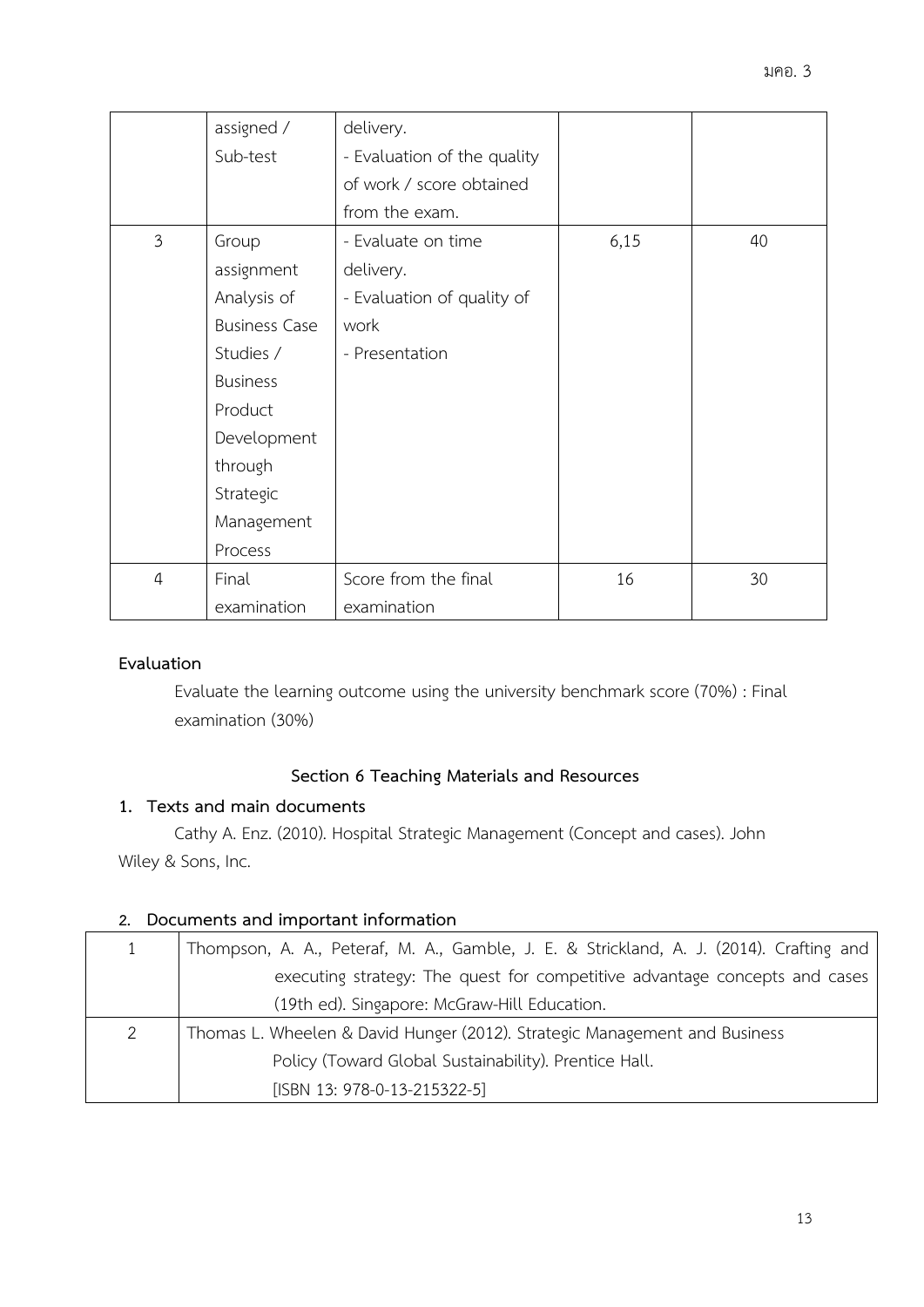|  | assigned / Sub-test | delivery. - Evaluation of the quality of work / score obtained from the exam. |  |  |
|---|---|---|---|---|
| 3 | Group assignment Analysis of Business Case Studies / Business Product Development through Strategic Management Process | - Evaluate on time delivery. - Evaluation of quality of work - Presentation | 6,15 | 40 |
| 4 | Final examination | Score from the final examination | 16 | 30 |

**Evaluation**

Evaluate the learning outcome using the university benchmark score (70%) : Final examination (30%)

## Section 6 Teaching Materials and Resources

### 1. Texts and main documents

Cathy A. Enz. (2010). Hospital Strategic Management (Concept and cases). John Wiley & Sons, Inc.

### 2. Documents and important information

| 1 | Thompson, A. A., Peteraf, M. A., Gamble, J. E. & Strickland, A. J. (2014). Crafting and executing strategy: The quest for competitive advantage concepts and cases (19th ed). Singapore: McGraw-Hill Education. |
|---|---|
| 2 | Thomas L. Wheelen & David Hunger (2012). Strategic Management and Business Policy (Toward Global Sustainability). Prentice Hall. [ISBN 13: 978-0-13-215322-5] |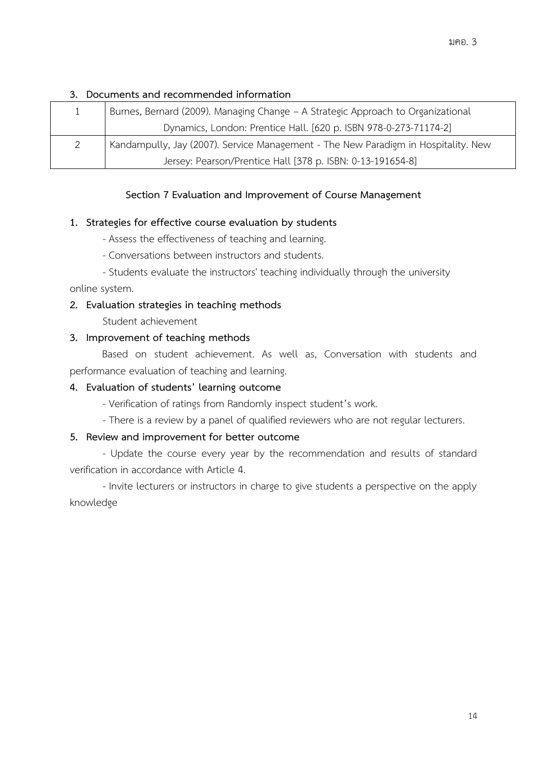### 3. Documents and recommended information

| | |
|---|---|
| 1 | Burnes, Bernard (2009). Managing Change – A Strategic Approach to Organizational Dynamics, London: Prentice Hall. [620 p. ISBN 978-0-273-71174-2] |
| 2 | Kandampully, Jay (2007). Service Management - The New Paradigm in Hospitality. New Jersey: Pearson/Prentice Hall [378 p. ISBN: 0-13-191654-8] |

## Section 7 Evaluation and Improvement of Course Management

### 1. Strategies for effective course evaluation by students

- Assess the effectiveness of teaching and learning.
- Conversations between instructors and students.
- Students evaluate the instructors' teaching individually through the university online system.

### 2. Evaluation strategies in teaching methods

Student achievement

### 3. Improvement of teaching methods

Based on student achievement. As well as, Conversation with students and performance evaluation of teaching and learning.

### 4. Evaluation of students' learning outcome

- Verification of ratings from Randomly inspect student's work.
- There is a review by a panel of qualified reviewers who are not regular lecturers.

### 5. Review and improvement for better outcome

- Update the course every year by the recommendation and results of standard verification in accordance with Article 4.
- Invite lecturers or instructors in charge to give students a perspective on the apply knowledge